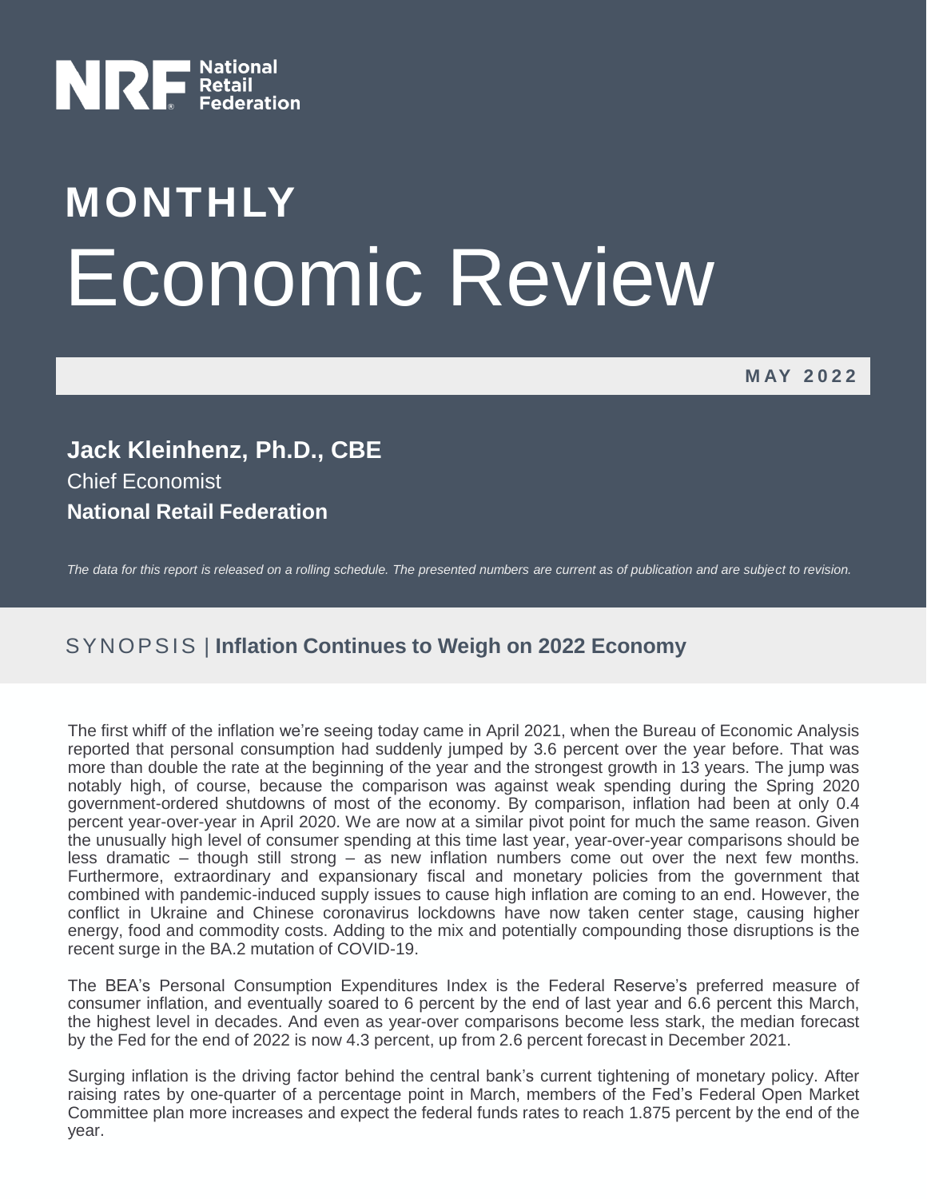NRF National Retail Federation

# MONTHLY Economic Review

**MAY 2022**

**Jack Kleinhenz, Ph.D., CBE**
Chief Economist
**National Retail Federation**

*The data for this report is released on a rolling schedule. The presented numbers are current as of publication and are subject to revision.*

## SYNOPSIS | Inflation Continues to Weigh on 2022 Economy

The first whiff of the inflation we're seeing today came in April 2021, when the Bureau of Economic Analysis reported that personal consumption had suddenly jumped by 3.6 percent over the year before. That was more than double the rate at the beginning of the year and the strongest growth in 13 years. The jump was notably high, of course, because the comparison was against weak spending during the Spring 2020 government-ordered shutdowns of most of the economy. By comparison, inflation had been at only 0.4 percent year-over-year in April 2020. We are now at a similar pivot point for much the same reason. Given the unusually high level of consumer spending at this time last year, year-over-year comparisons should be less dramatic – though still strong – as new inflation numbers come out over the next few months. Furthermore, extraordinary and expansionary fiscal and monetary policies from the government that combined with pandemic-induced supply issues to cause high inflation are coming to an end. However, the conflict in Ukraine and Chinese coronavirus lockdowns have now taken center stage, causing higher energy, food and commodity costs. Adding to the mix and potentially compounding those disruptions is the recent surge in the BA.2 mutation of COVID-19.

The BEA's Personal Consumption Expenditures Index is the Federal Reserve's preferred measure of consumer inflation, and eventually soared to 6 percent by the end of last year and 6.6 percent this March, the highest level in decades. And even as year-over comparisons become less stark, the median forecast by the Fed for the end of 2022 is now 4.3 percent, up from 2.6 percent forecast in December 2021.

Surging inflation is the driving factor behind the central bank's current tightening of monetary policy. After raising rates by one-quarter of a percentage point in March, members of the Fed's Federal Open Market Committee plan more increases and expect the federal funds rates to reach 1.875 percent by the end of the year.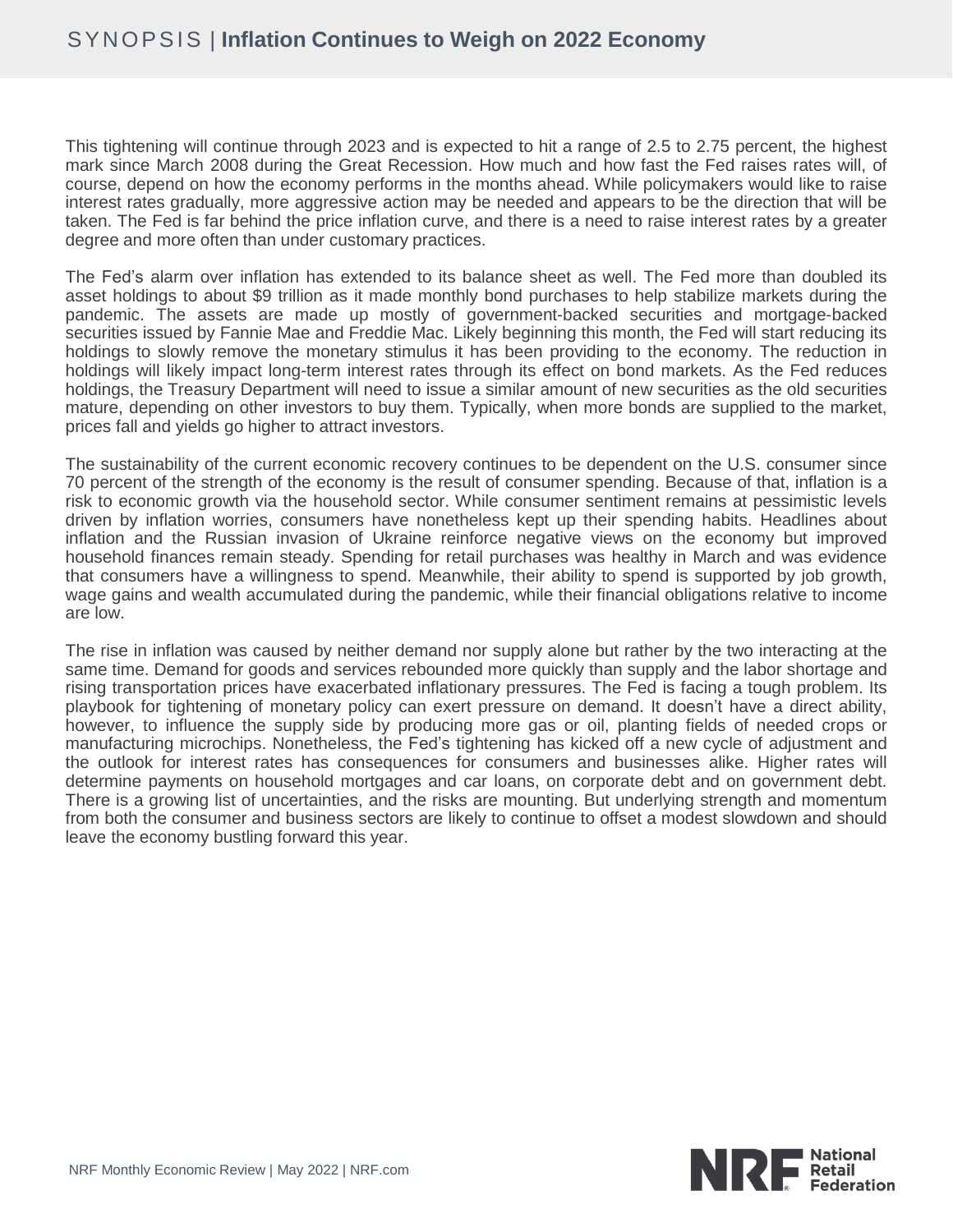This tightening will continue through 2023 and is expected to hit a range of 2.5 to 2.75 percent, the highest mark since March 2008 during the Great Recession. How much and how fast the Fed raises rates will, of course, depend on how the economy performs in the months ahead. While policymakers would like to raise interest rates gradually, more aggressive action may be needed and appears to be the direction that will be taken. The Fed is far behind the price inflation curve, and there is a need to raise interest rates by a greater degree and more often than under customary practices.

The Fed's alarm over inflation has extended to its balance sheet as well. The Fed more than doubled its asset holdings to about $9 trillion as it made monthly bond purchases to help stabilize markets during the pandemic. The assets are made up mostly of government-backed securities and mortgage-backed securities issued by Fannie Mae and Freddie Mac. Likely beginning this month, the Fed will start reducing its holdings to slowly remove the monetary stimulus it has been providing to the economy. The reduction in holdings will likely impact long-term interest rates through its effect on bond markets. As the Fed reduces holdings, the Treasury Department will need to issue a similar amount of new securities as the old securities mature, depending on other investors to buy them. Typically, when more bonds are supplied to the market, prices fall and yields go higher to attract investors.

The sustainability of the current economic recovery continues to be dependent on the U.S. consumer since 70 percent of the strength of the economy is the result of consumer spending. Because of that, inflation is a risk to economic growth via the household sector. While consumer sentiment remains at pessimistic levels driven by inflation worries, consumers have nonetheless kept up their spending habits. Headlines about inflation and the Russian invasion of Ukraine reinforce negative views on the economy but improved household finances remain steady. Spending for retail purchases was healthy in March and was evidence that consumers have a willingness to spend. Meanwhile, their ability to spend is supported by job growth, wage gains and wealth accumulated during the pandemic, while their financial obligations relative to income are low.

The rise in inflation was caused by neither demand nor supply alone but rather by the two interacting at the same time. Demand for goods and services rebounded more quickly than supply and the labor shortage and rising transportation prices have exacerbated inflationary pressures. The Fed is facing a tough problem. Its playbook for tightening of monetary policy can exert pressure on demand. It doesn't have a direct ability, however, to influence the supply side by producing more gas or oil, planting fields of needed crops or manufacturing microchips. Nonetheless, the Fed's tightening has kicked off a new cycle of adjustment and the outlook for interest rates has consequences for consumers and businesses alike. Higher rates will determine payments on household mortgages and car loans, on corporate debt and on government debt. There is a growing list of uncertainties, and the risks are mounting. But underlying strength and momentum from both the consumer and business sectors are likely to continue to offset a modest slowdown and should leave the economy bustling forward this year.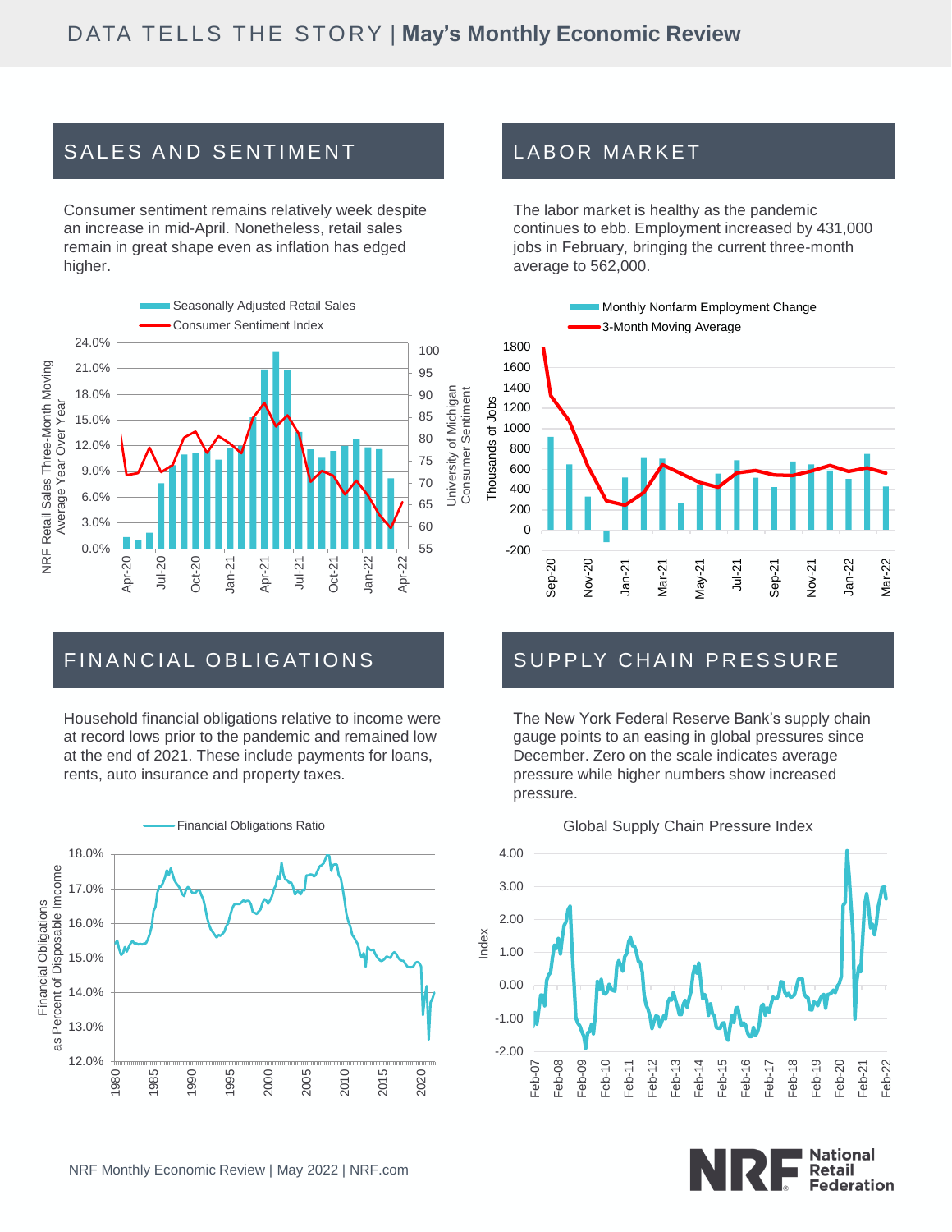# DATA TELLS THE STORY | **May's Monthly Economic Review**

## SALES AND SENTIMENT

Consumer sentiment remains relatively week despite an increase in mid-April. Nonetheless, retail sales remain in great shape even as inflation has edged higher.

## LABOR MARKET

The labor market is healthy as the pandemic continues to ebb. Employment increased by 431,000 jobs in February, bringing the current three-month average to 562,000.

## FINANCIAL OBLIGATIONS

Household financial obligations relative to income were at record lows prior to the pandemic and remained low at the end of 2021. These include payments for loans, rents, auto insurance and property taxes.

## SUPPLY CHAIN PRESSURE

The New York Federal Reserve Bank's supply chain gauge points to an easing in global pressures since December. Zero on the scale indicates average pressure while higher numbers show increased pressure.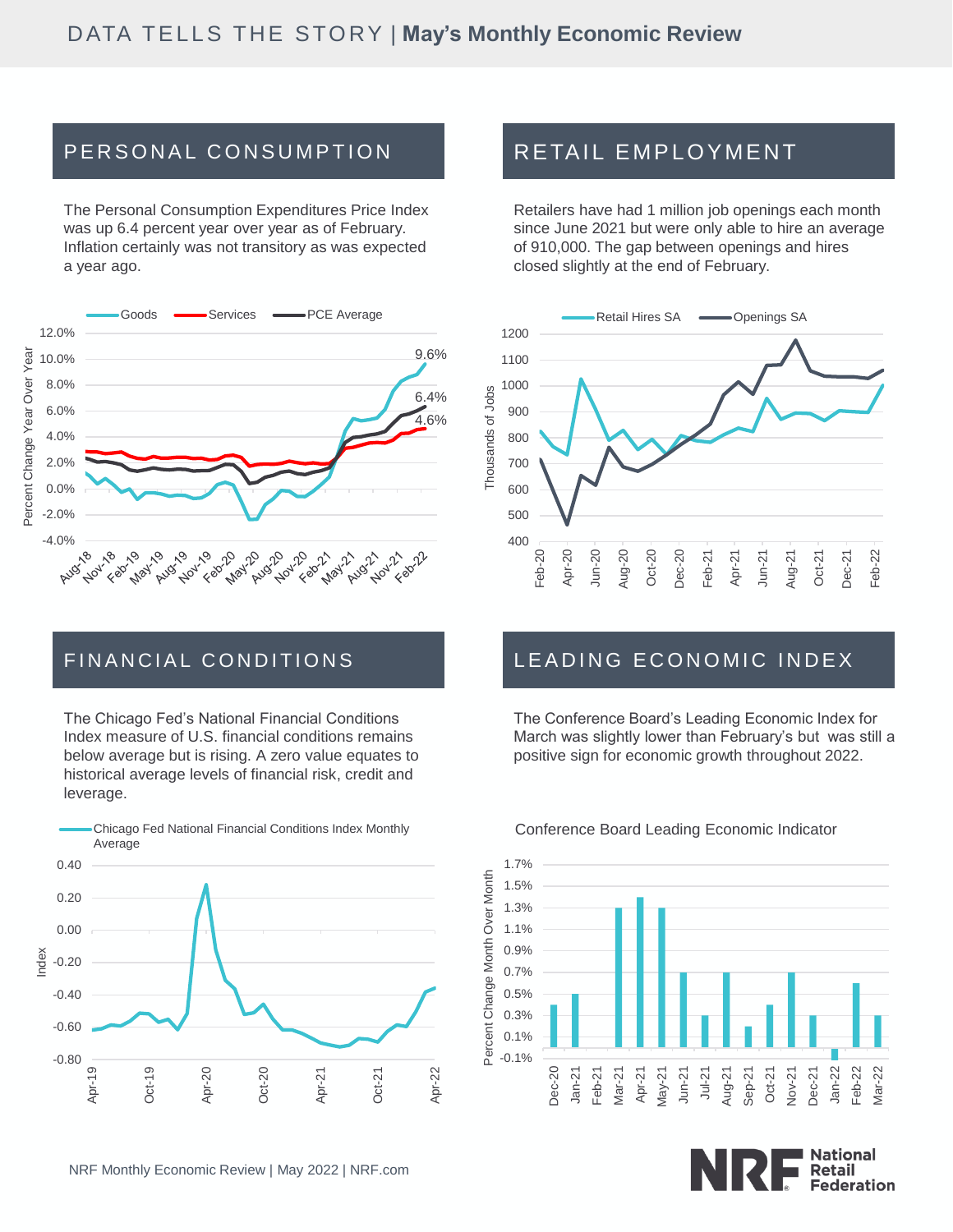# DATA TELLS THE STORY | May's Monthly Economic Review

## PERSONAL CONSUMPTION

The Personal Consumption Expenditures Price Index was up 6.4 percent year over year as of February. Inflation certainly was not transitory as was expected a year ago.

Goods
Services
PCE Average
Percent Change Year Over Year
12.0%
10.0%
8.0%
6.0%
4.0%
2.0%
0.0%
-2.0%
-4.0%
9.6%
6.4%
4.6%
Aug-18
Nov-18
Feb-19
May-19
Aug-19
Nov-19
Feb-20
May-20
Aug-20
Nov-20
Feb-21
May-21
Aug-21
Nov-21
Feb-22

## RETAIL EMPLOYMENT

Retailers have had 1 million job openings each month since June 2021 but were only able to hire an average of 910,000. The gap between openings and hires closed slightly at the end of February.

Retail Hires SA
Openings SA
Thousands of Jobs
1200
1100
1000
900
800
700
600
500
400
Feb-20
Apr-20
Jun-20
Aug-20
Oct-20
Dec-20
Feb-21
Apr-21
Jun-21
Aug-21
Oct-21
Dec-21
Feb-22

## FINANCIAL CONDITIONS

The Chicago Fed's National Financial Conditions Index measure of U.S. financial conditions remains below average but is rising. A zero value equates to historical average levels of financial risk, credit and leverage.

Chicago Fed National Financial Conditions Index Monthly Average
Index
0.40
0.20
0.00
-0.20
-0.40
-0.60
-0.80
Apr-19
Oct-19
Apr-20
Oct-20
Apr-21
Oct-21
Apr-22

## LEADING ECONOMIC INDEX

The Conference Board's Leading Economic Index for March was slightly lower than February's but was still a positive sign for economic growth throughout 2022.

Conference Board Leading Economic Indicator
Percent Change Month Over Month
1.7%
1.5%
1.3%
1.1%
0.9%
0.7%
0.5%
0.3%
0.1%
-0.1%
Dec-20
Jan-21
Feb-21
Mar-21
Apr-21
May-21
Jun-21
Jul-21
Aug-21
Sep-21
Oct-21
Nov-21
Dec-21
Jan-22
Feb-22
Mar-22

NRF Monthly Economic Review | May 2022 | NRF.com

NRF National Retail Federation